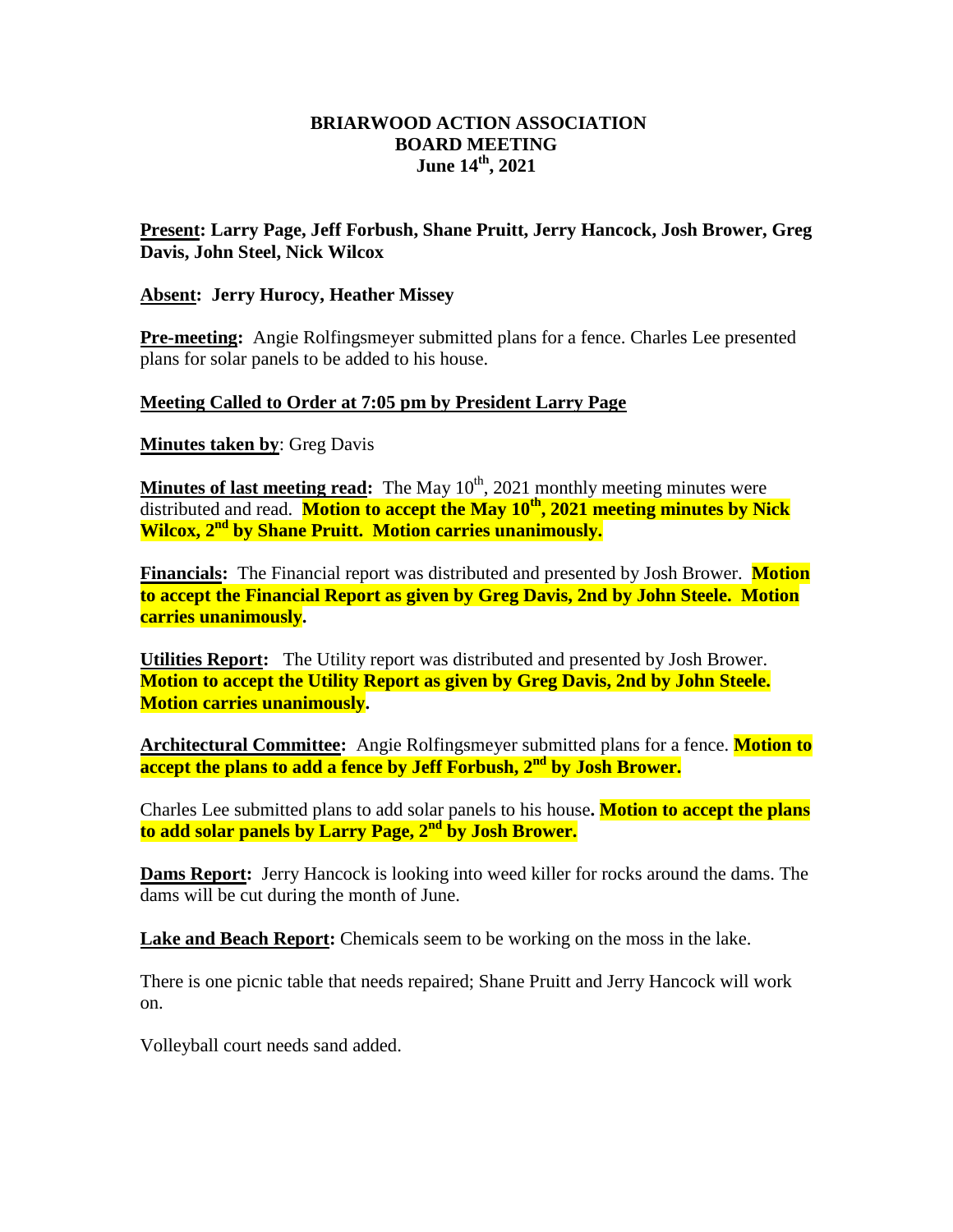# BRIARWOOD ACTION ASSOCIATION
## BOARD MEETING
### June 14th, 2021

**Present: Larry Page, Jeff Forbush, Shane Pruitt, Jerry Hancock, Josh Brower, Greg Davis, John Steel, Nick Wilcox**

**Absent: Jerry Hurocy, Heather Missey**

**Pre-meeting:** Angie Rolfingsmeyer submitted plans for a fence. Charles Lee presented plans for solar panels to be added to his house.

**Meeting Called to Order at 7:05 pm by President Larry Page**

**Minutes taken by**: Greg Davis

**Minutes of last meeting read:** The May 10th, 2021 monthly meeting minutes were distributed and read. **Motion to accept the May 10th, 2021 meeting minutes by Nick Wilcox, 2nd by Shane Pruitt. Motion carries unanimously.**

**Financials:** The Financial report was distributed and presented by Josh Brower. **Motion to accept the Financial Report as given by Greg Davis, 2nd by John Steele. Motion carries unanimously.**

**Utilities Report:** The Utility report was distributed and presented by Josh Brower. **Motion to accept the Utility Report as given by Greg Davis, 2nd by John Steele. Motion carries unanimously.**

**Architectural Committee:** Angie Rolfingsmeyer submitted plans for a fence. **Motion to accept the plans to add a fence by Jeff Forbush, 2nd by Josh Brower.**

Charles Lee submitted plans to add solar panels to his house**. Motion to accept the plans to add solar panels by Larry Page, 2nd by Josh Brower.**

**Dams Report:** Jerry Hancock is looking into weed killer for rocks around the dams. The dams will be cut during the month of June.

**Lake and Beach Report:** Chemicals seem to be working on the moss in the lake.

There is one picnic table that needs repaired; Shane Pruitt and Jerry Hancock will work on.

Volleyball court needs sand added.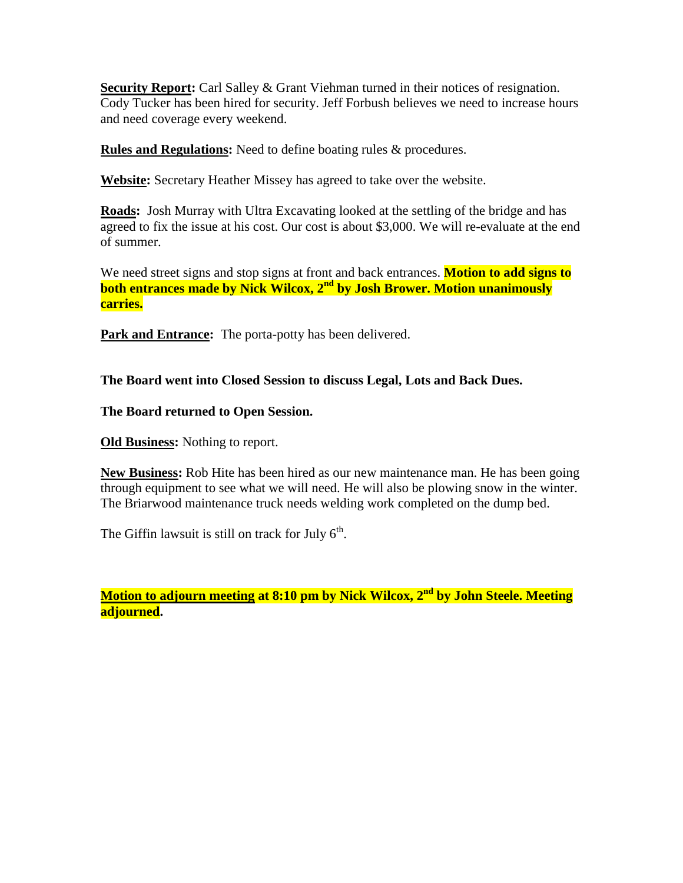**Security Report:** Carl Salley & Grant Viehman turned in their notices of resignation. Cody Tucker has been hired for security. Jeff Forbush believes we need to increase hours and need coverage every weekend.

**Rules and Regulations:** Need to define boating rules & procedures.

**Website:** Secretary Heather Missey has agreed to take over the website.

**Roads:** Josh Murray with Ultra Excavating looked at the settling of the bridge and has agreed to fix the issue at his cost. Our cost is about $3,000. We will re-evaluate at the end of summer.

We need street signs and stop signs at front and back entrances. **Motion to add signs to both entrances made by Nick Wilcox, 2nd by Josh Brower. Motion unanimously carries.**

**Park and Entrance:** The porta-potty has been delivered.

**The Board went into Closed Session to discuss Legal, Lots and Back Dues.**

**The Board returned to Open Session.**

**Old Business:** Nothing to report.

**New Business:** Rob Hite has been hired as our new maintenance man. He has been going through equipment to see what we will need. He will also be plowing snow in the winter. The Briarwood maintenance truck needs welding work completed on the dump bed.

The Giffin lawsuit is still on track for July 6th.

**Motion to adjourn meeting at 8:10 pm by Nick Wilcox, 2nd by John Steele. Meeting adjourned.**